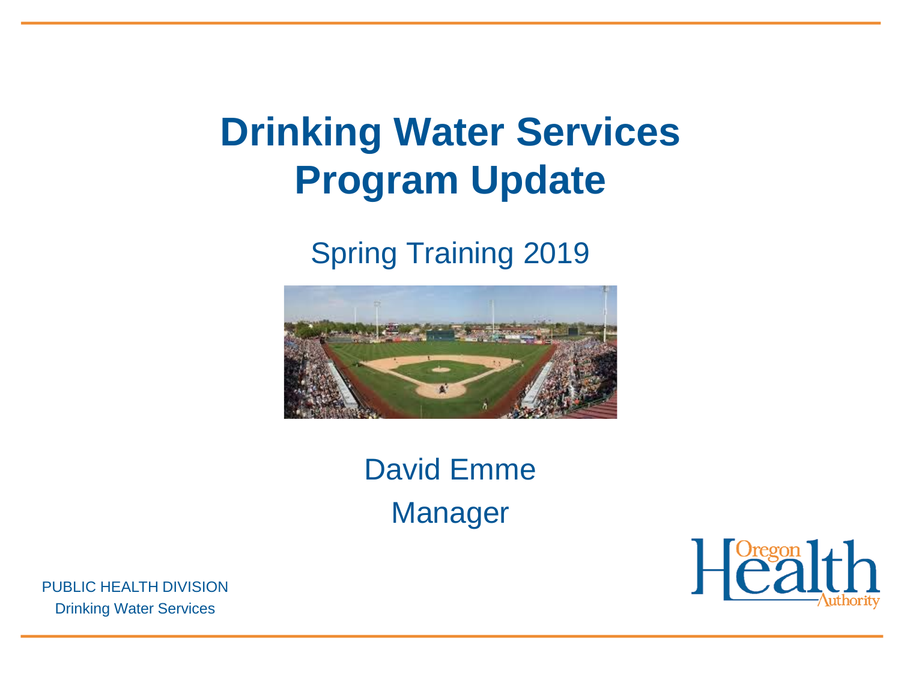# Drinking Water Services Program Update

Spring Training 2019

David Emme

Manager

PUBLIC HEALTH DIVISION

Drinking Water Services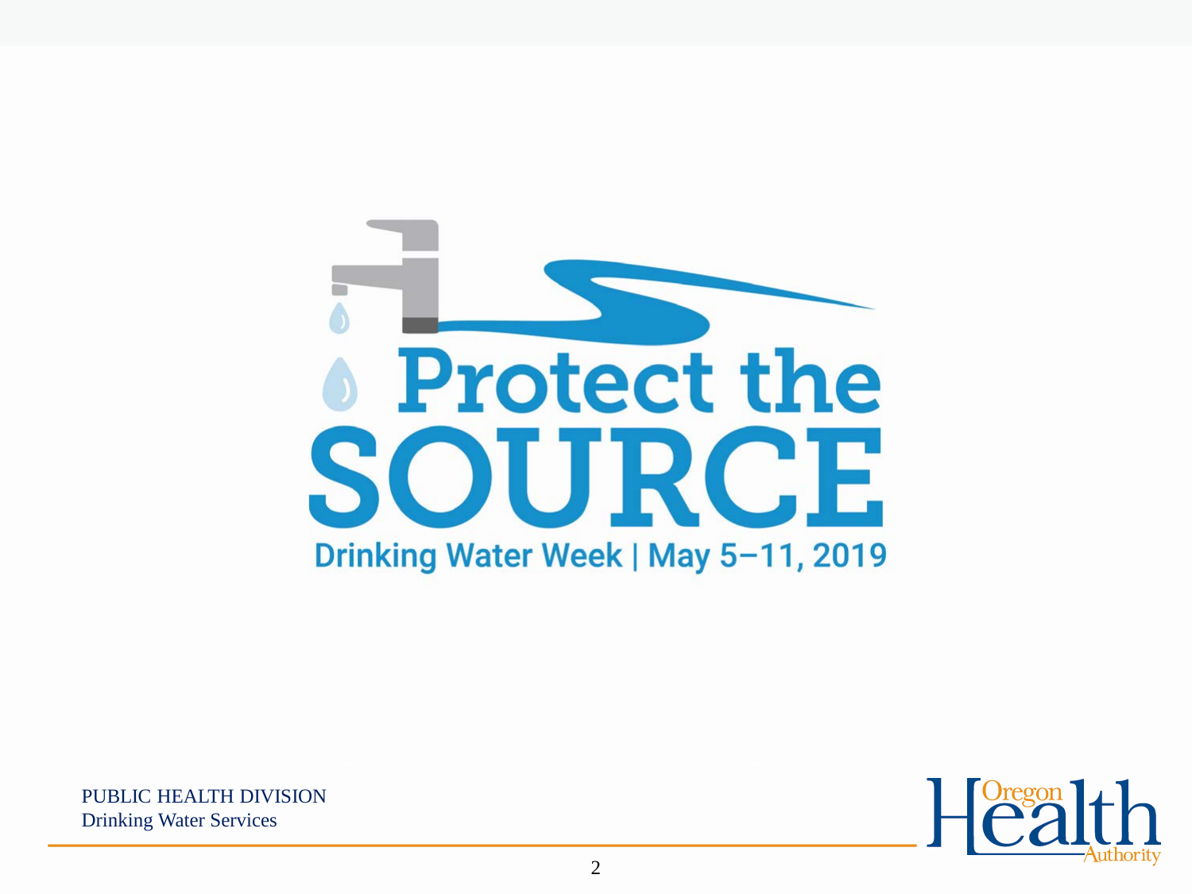# Protect the SOURCE

Drinking Water Week | May 5–11, 2019

PUBLIC HEALTH DIVISION
Drinking Water Services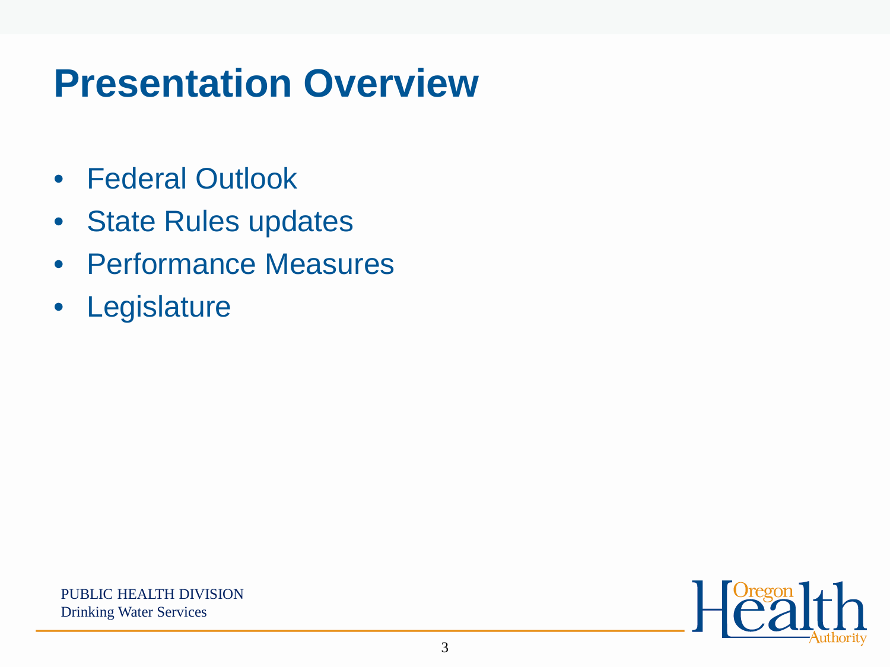# Presentation Overview

- Federal Outlook
- State Rules updates
- Performance Measures
- Legislature

PUBLIC HEALTH DIVISION
Drinking Water Services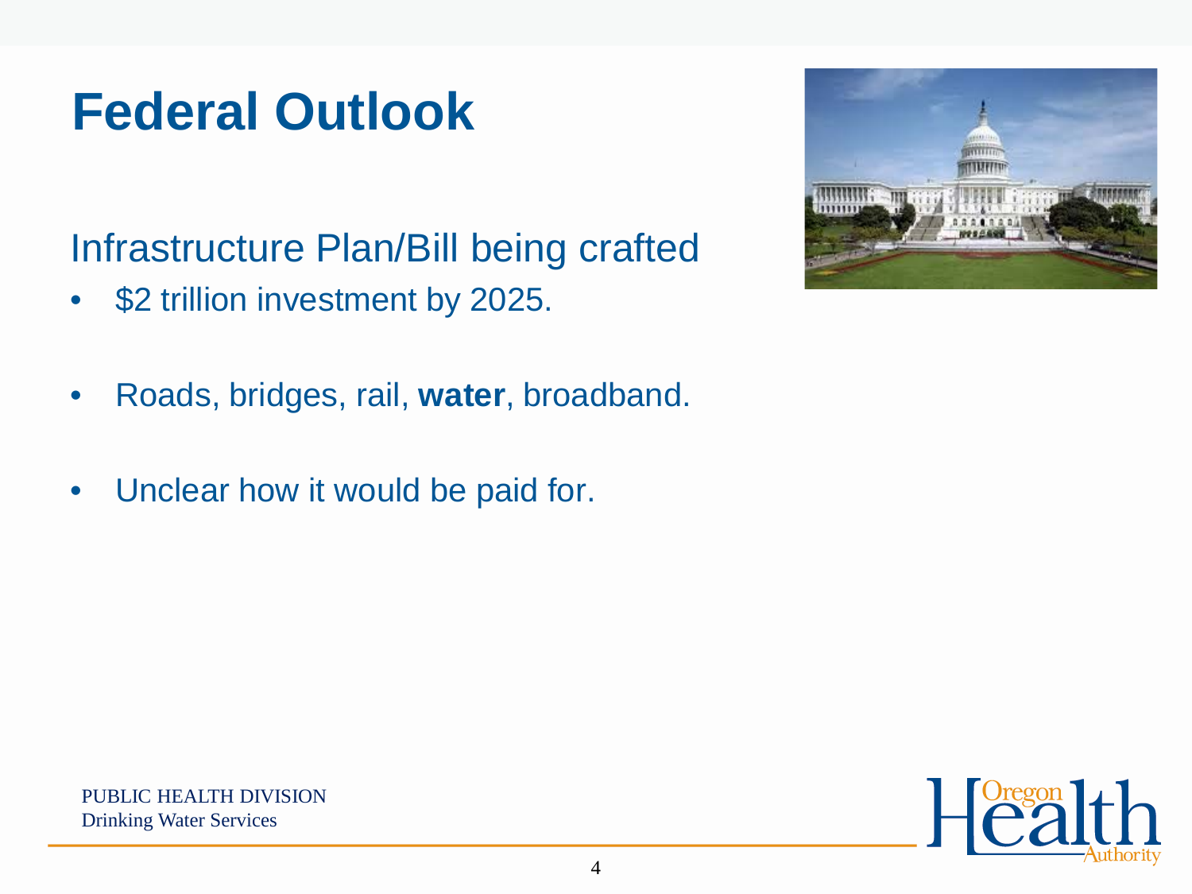# Federal Outlook

Infrastructure Plan/Bill being crafted

- $2 trillion investment by 2025.
- Roads, bridges, rail, **water**, broadband.
- Unclear how it would be paid for.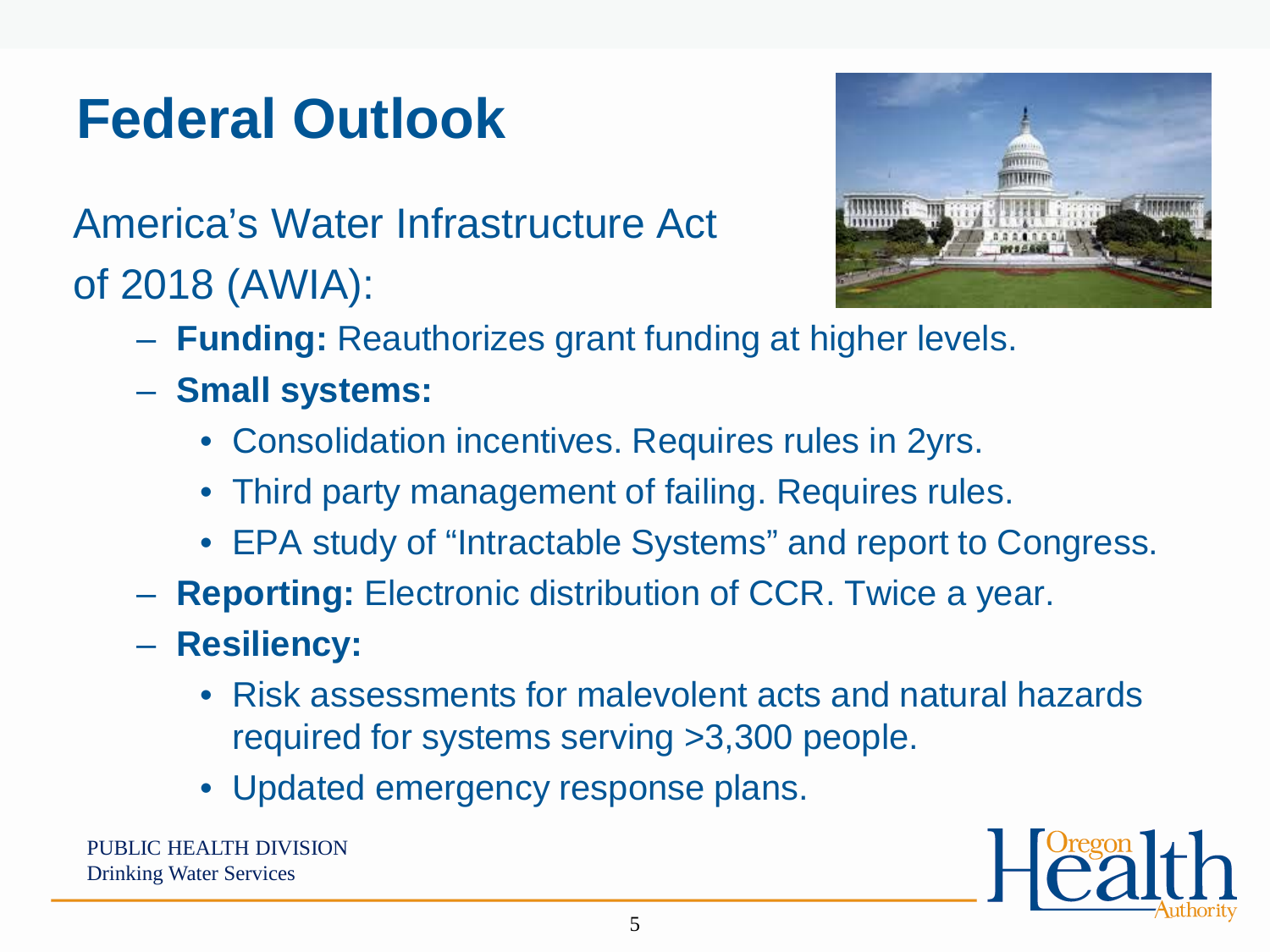# Federal Outlook

America's Water Infrastructure Act of 2018 (AWIA):

- **Funding:** Reauthorizes grant funding at higher levels.
- **Small systems:**
  - Consolidation incentives. Requires rules in 2yrs.
  - Third party management of failing. Requires rules.
  - EPA study of "Intractable Systems" and report to Congress.
- **Reporting:** Electronic distribution of CCR. Twice a year.
- **Resiliency:**
  - Risk assessments for malevolent acts and natural hazards required for systems serving >3,300 people.
  - Updated emergency response plans.

PUBLIC HEALTH DIVISION
Drinking Water Services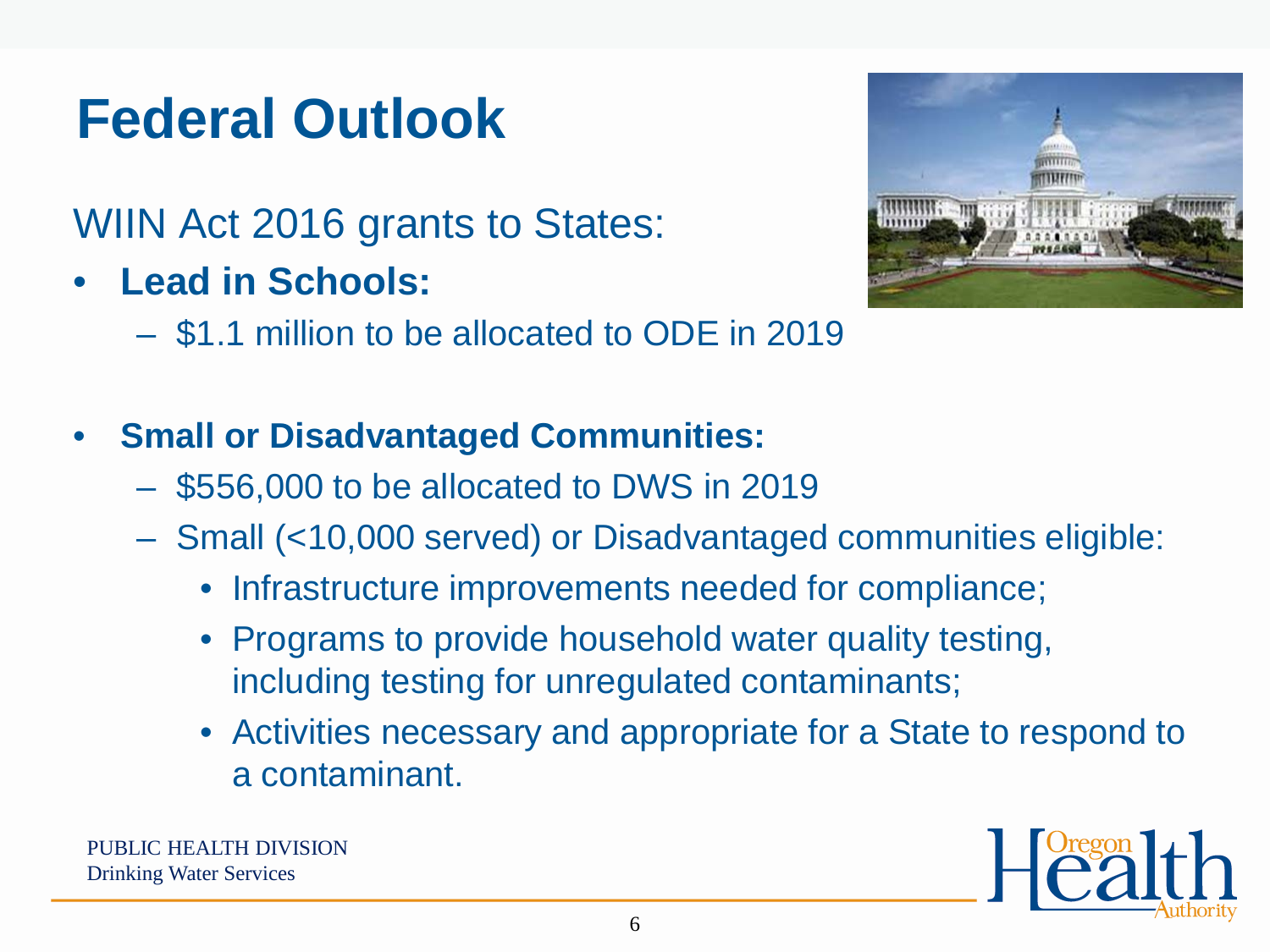# Federal Outlook

WIIN Act 2016 grants to States:

- **Lead in Schools:**
  - $1.1 million to be allocated to ODE in 2019
- **Small or Disadvantaged Communities:**
  - $556,000 to be allocated to DWS in 2019
  - Small (<10,000 served) or Disadvantaged communities eligible:
    - Infrastructure improvements needed for compliance;
    - Programs to provide household water quality testing, including testing for unregulated contaminants;
    - Activities necessary and appropriate for a State to respond to a contaminant.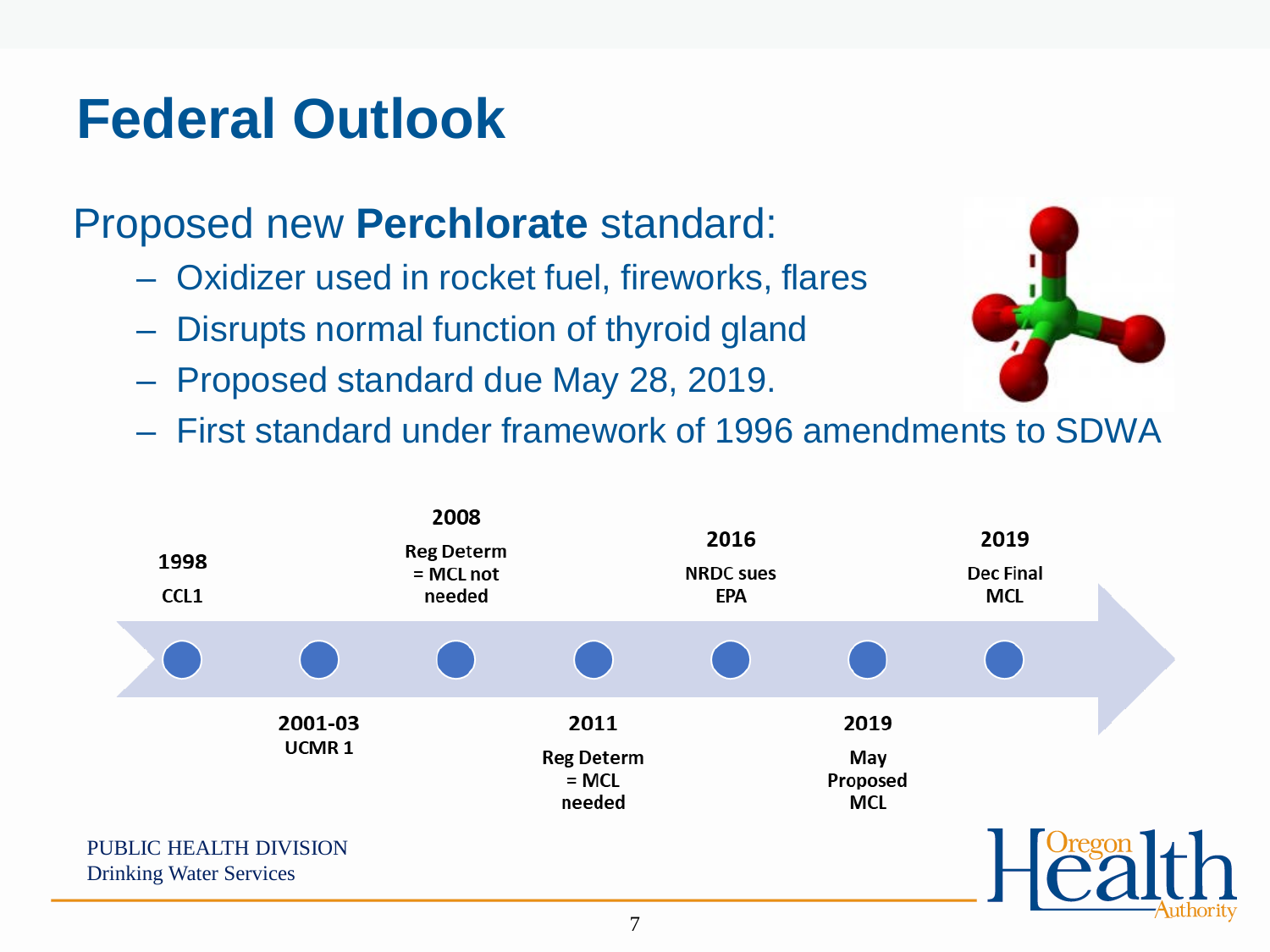# Federal Outlook

Proposed new **Perchlorate** standard:

- Oxidizer used in rocket fuel, fireworks, flares
- Disrupts normal function of thyroid gland
- Proposed standard due May 28, 2019.
- First standard under framework of 1996 amendments to SDWA

**1998** CCL1

**2001-03** UCMR 1

**2008** Reg Determ = MCL not needed

**2011** Reg Determ = MCL needed

**2016** NRDC sues EPA

**2019** May Proposed MCL

**2019** Dec Final MCL

PUBLIC HEALTH DIVISION
Drinking Water Services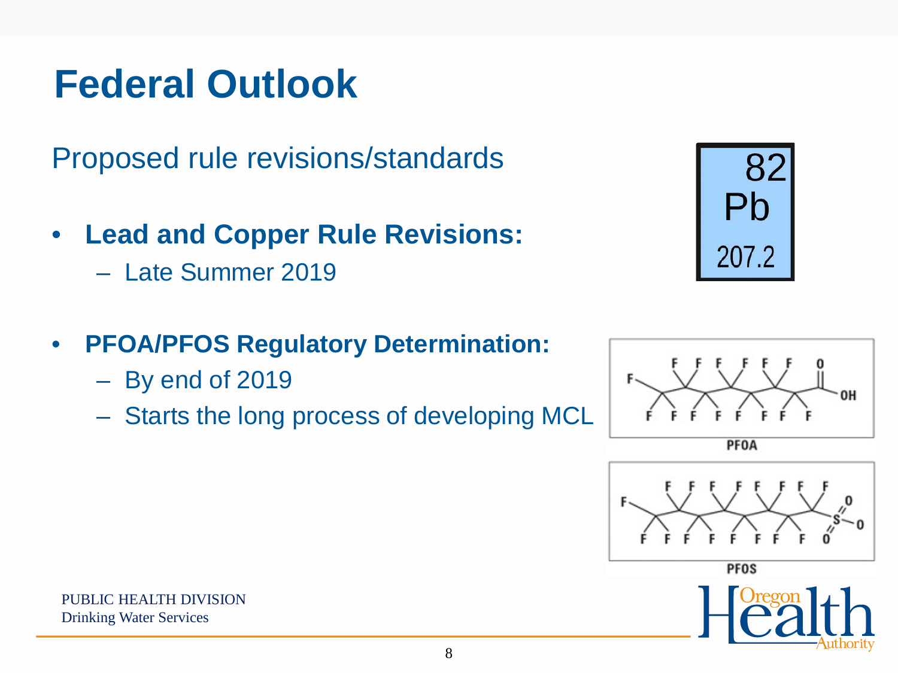# Federal Outlook

Proposed rule revisions/standards

- **Lead and Copper Rule Revisions:**
  - Late Summer 2019
- **PFOA/PFOS Regulatory Determination:**
  - By end of 2019
  - Starts the long process of developing MCL

PUBLIC HEALTH DIVISION
Drinking Water Services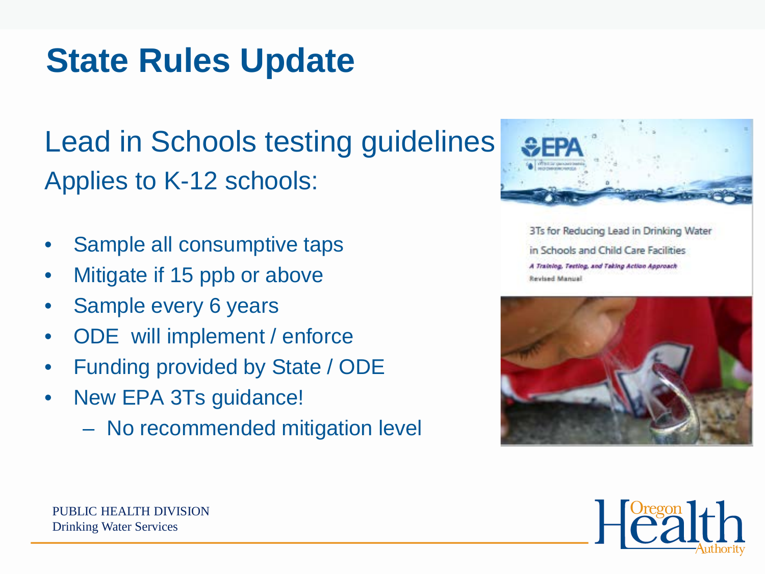# State Rules Update

## Lead in Schools testing guidelines

Applies to K-12 schools:

- Sample all consumptive taps
- Mitigate if 15 ppb or above
- Sample every 6 years
- ODE will implement / enforce
- Funding provided by State / ODE
- New EPA 3Ts guidance!
  - No recommended mitigation level

PUBLIC HEALTH DIVISION
Drinking Water Services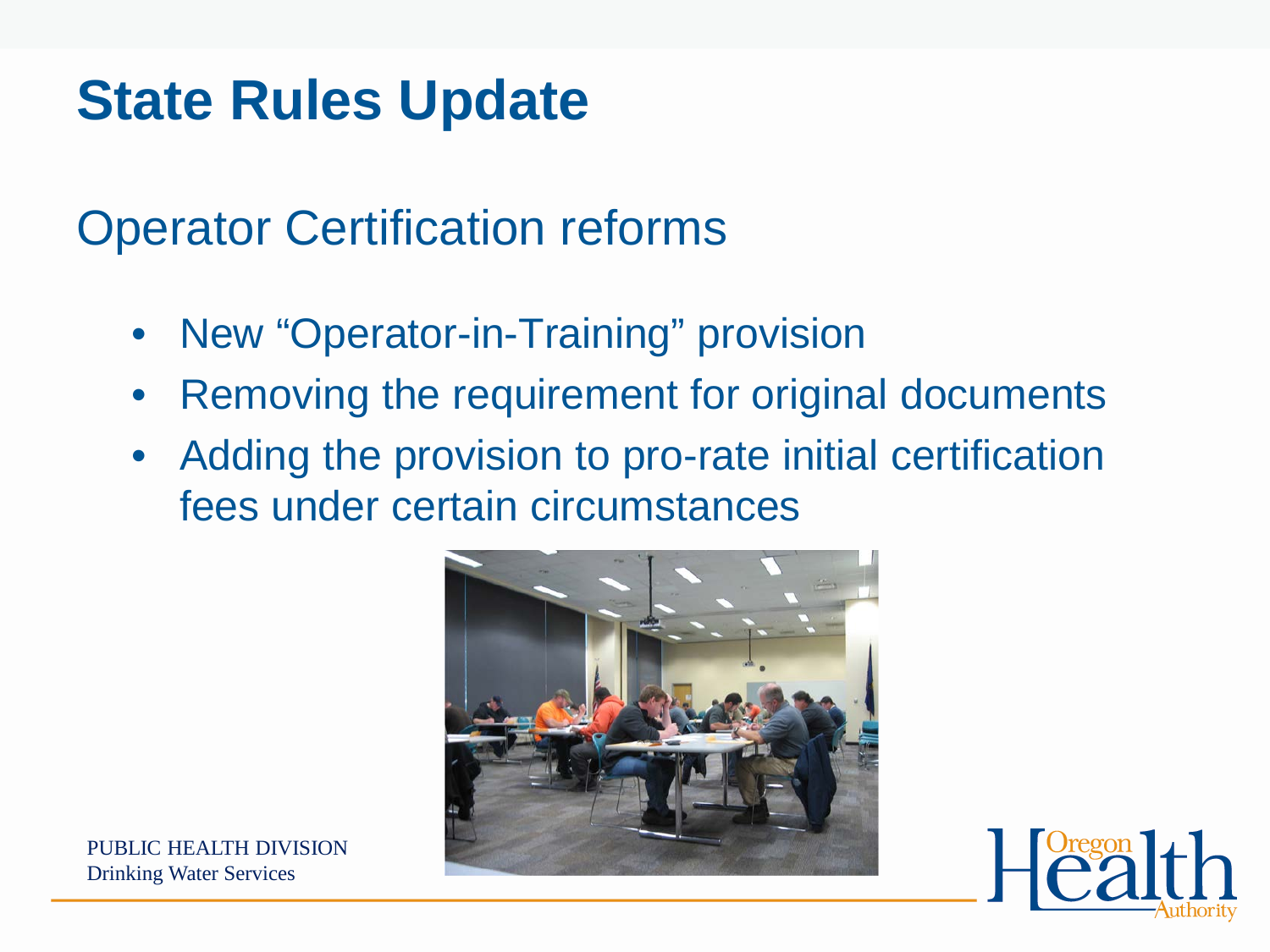# State Rules Update

## Operator Certification reforms

- New "Operator-in-Training" provision
- Removing the requirement for original documents
- Adding the provision to pro-rate initial certification fees under certain circumstances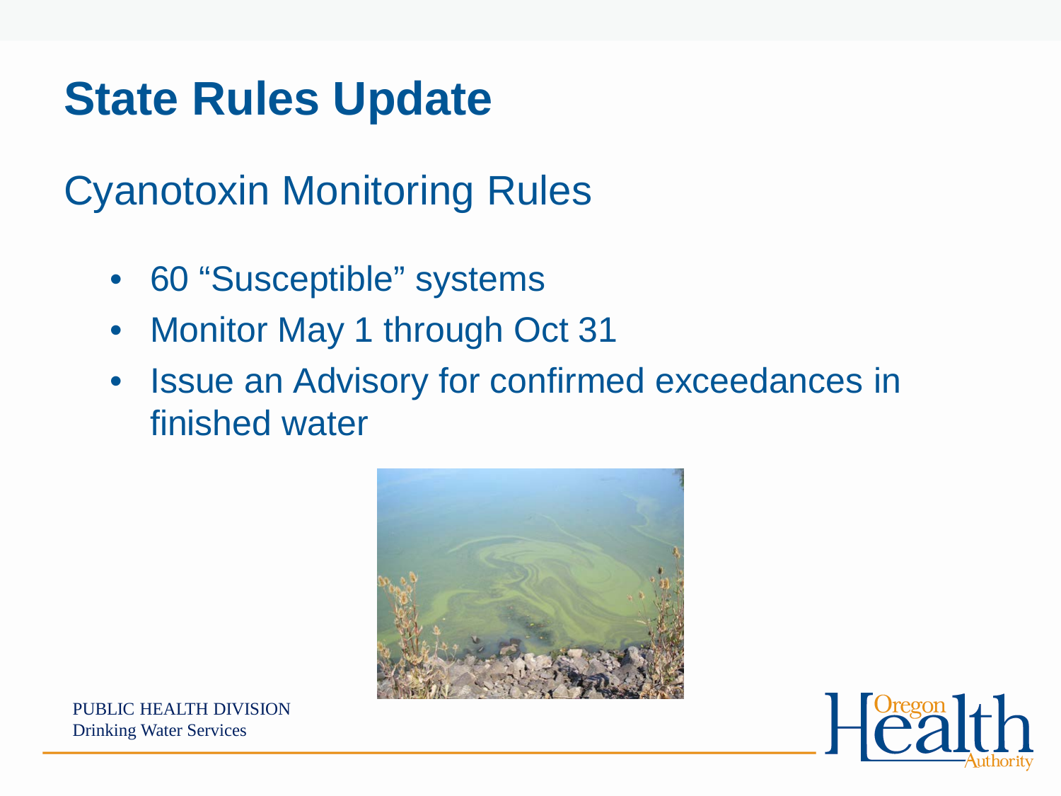# State Rules Update

## Cyanotoxin Monitoring Rules

- 60 “Susceptible” systems
- Monitor May 1 through Oct 31
- Issue an Advisory for confirmed exceedances in finished water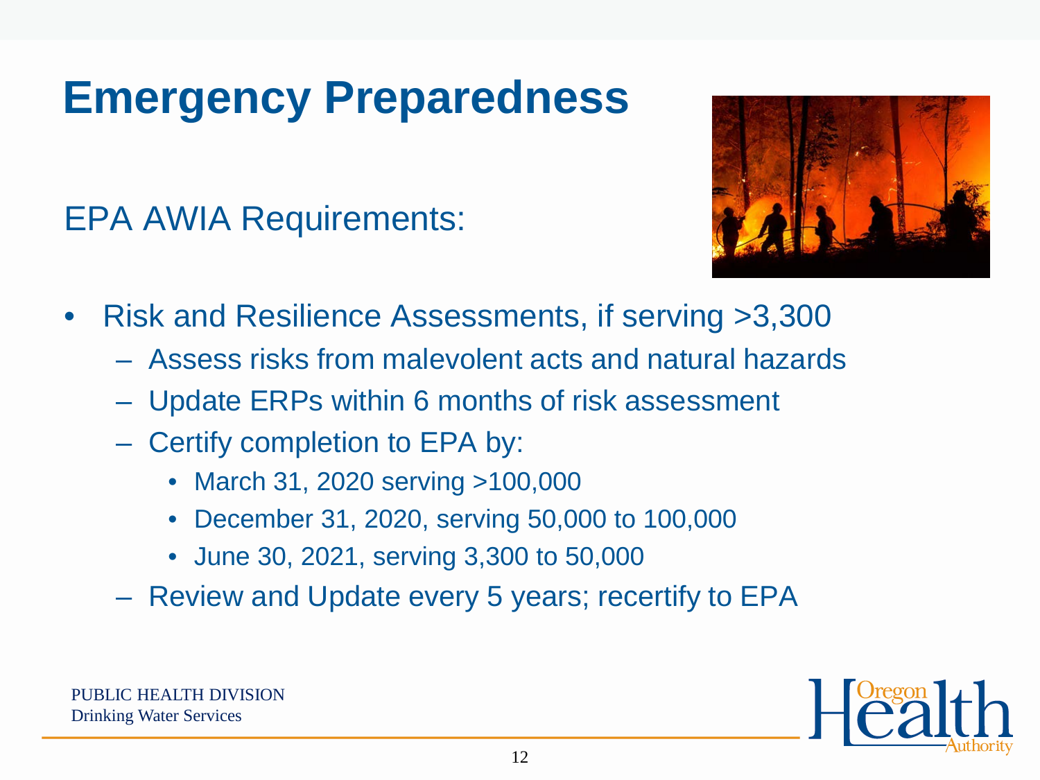# Emergency Preparedness

EPA AWIA Requirements:

- Risk and Resilience Assessments, if serving >3,300
  - Assess risks from malevolent acts and natural hazards
  - Update ERPs within 6 months of risk assessment
  - Certify completion to EPA by:
    - March 31, 2020 serving >100,000
    - December 31, 2020, serving 50,000 to 100,000
    - June 30, 2021, serving 3,300 to 50,000
  - Review and Update every 5 years; recertify to EPA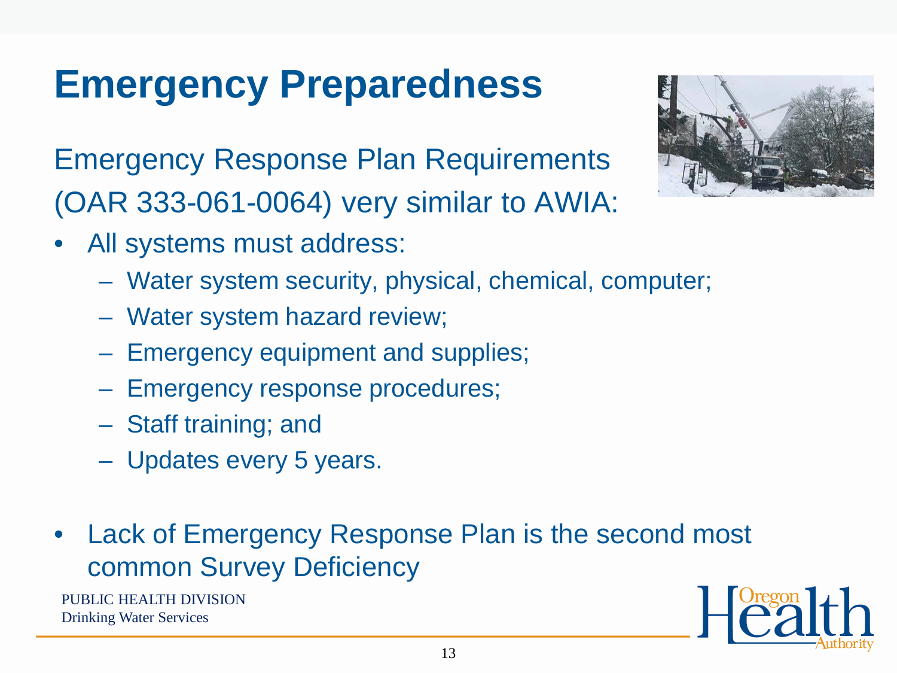# Emergency Preparedness

Emergency Response Plan Requirements (OAR 333-061-0064) very similar to AWIA:

- All systems must address:
  - Water system security, physical, chemical, computer;
  - Water system hazard review;
  - Emergency equipment and supplies;
  - Emergency response procedures;
  - Staff training; and
  - Updates every 5 years.

- Lack of Emergency Response Plan is the second most common Survey Deficiency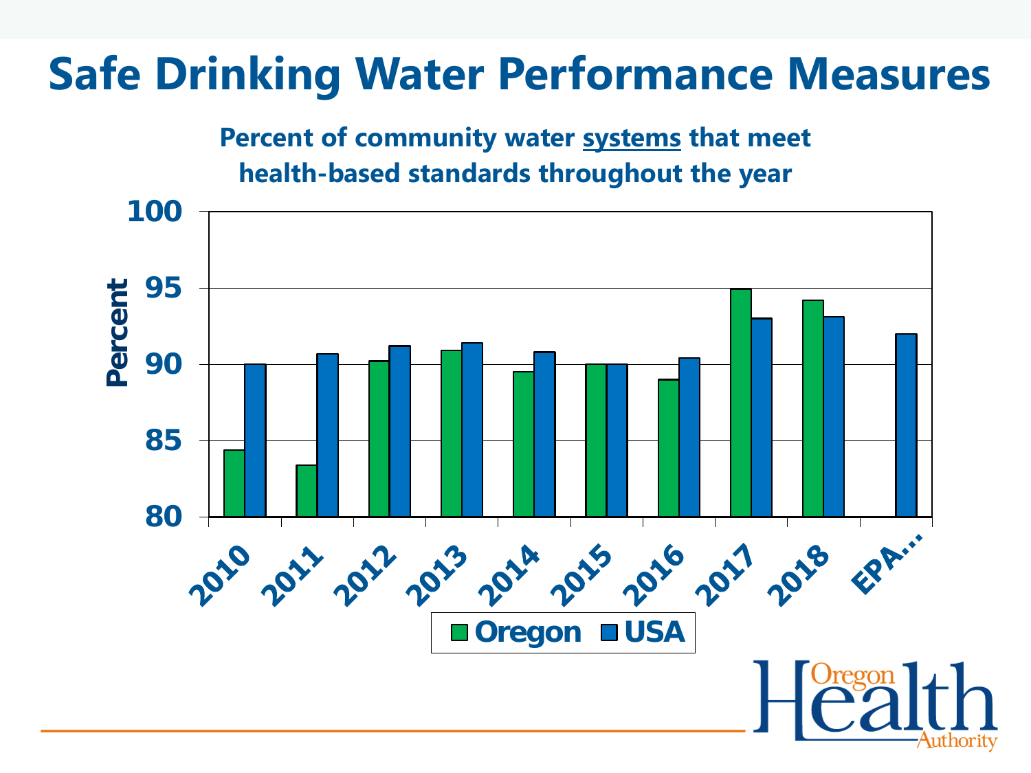# Safe Drinking Water Performance Measures

**Percent of community water systems that meet health-based standards throughout the year**

| Year | Oregon | USA |
|---|---|---|
| 2010 | 84.4 | 90.0 |
| 2011 | 83.4 | 90.7 |
| 2012 | 90.2 | 91.2 |
| 2013 | 90.9 | 91.4 |
| 2014 | 89.5 | 90.8 |
| 2015 | 90.0 | 90.0 |
| 2016 | 89.0 | 90.4 |
| 2017 | 94.9 | 93.0 |
| 2018 | 94.2 | 93.1 |
| EPA… | | 92.0 |

Percent

Oregon Health Authority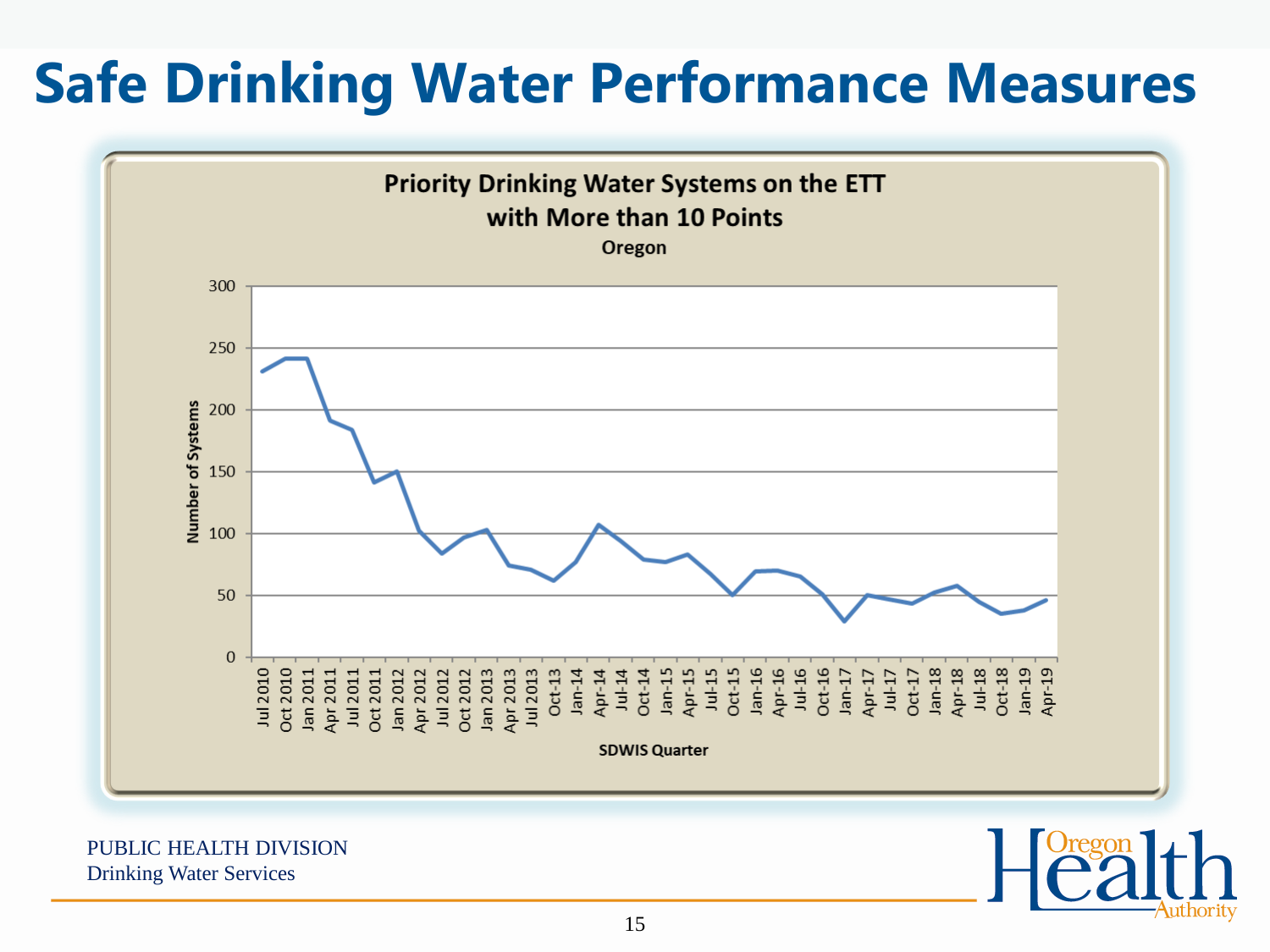# Safe Drinking Water Performance Measures

**Priority Drinking Water Systems on the ETT with More than 10 Points**

**Oregon**

PUBLIC HEALTH DIVISION
Drinking Water Services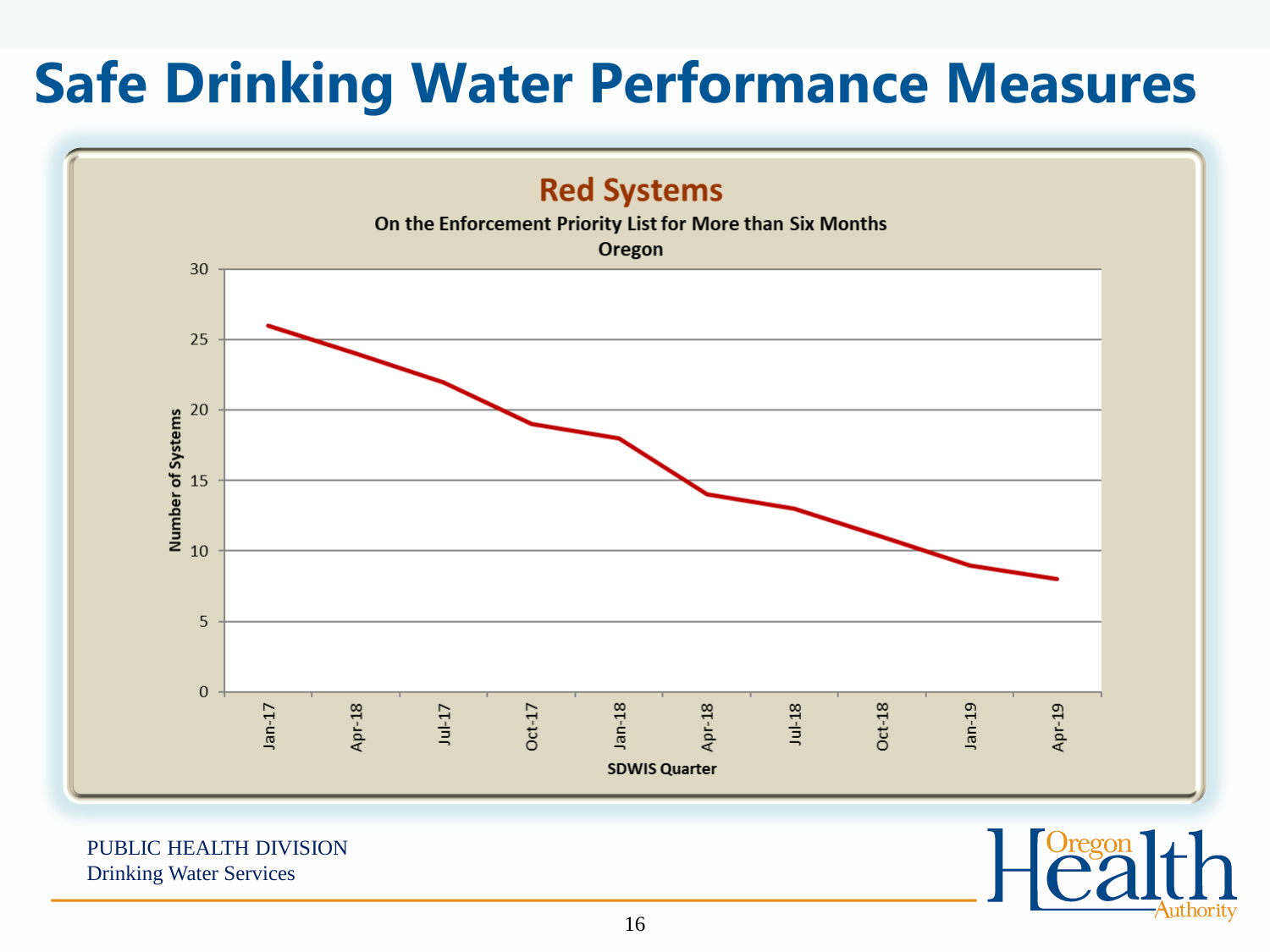# Safe Drinking Water Performance Measures

**Red Systems**

**On the Enforcement Priority List for More than Six Months**
**Oregon**

| SDWIS Quarter | Number of Systems |
| --- | --- |
| Jan-17 | 26 |
| Apr-18 | 24 |
| Jul-17 | 22 |
| Oct-17 | 19 |
| Jan-18 | 18 |
| Apr-18 | 14 |
| Jul-18 | 13 |
| Oct-18 | 11 |
| Jan-19 | 9 |
| Apr-19 | 8 |

PUBLIC HEALTH DIVISION
Drinking Water Services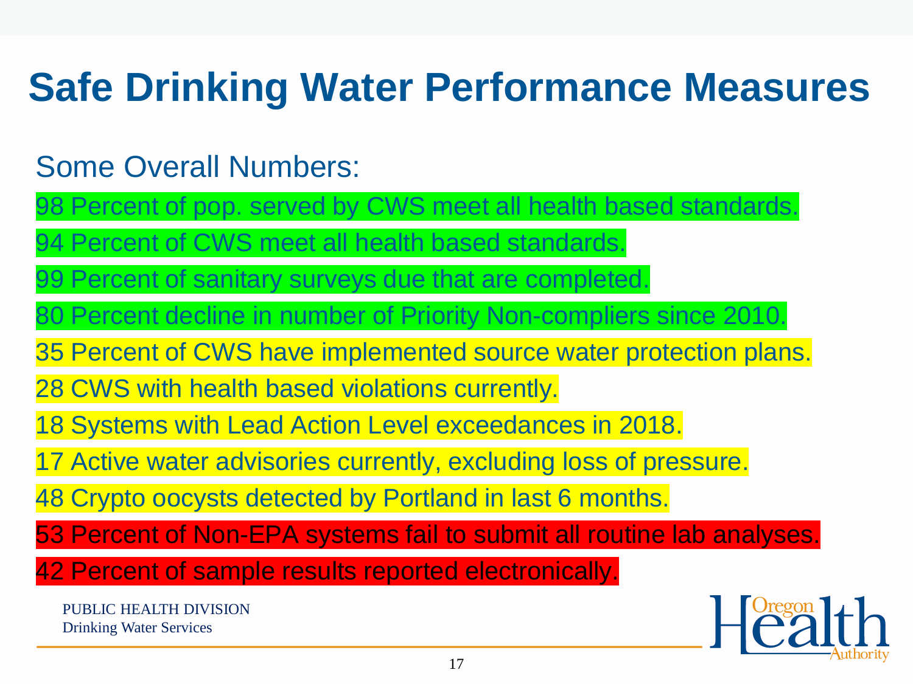# Safe Drinking Water Performance Measures

Some Overall Numbers:

98 Percent of pop. served by CWS meet all health based standards.

94 Percent of CWS meet all health based standards.

99 Percent of sanitary surveys due that are completed.

80 Percent decline in number of Priority Non-compliers since 2010.

35 Percent of CWS have implemented source water protection plans.

28 CWS with health based violations currently.

18 Systems with Lead Action Level exceedances in 2018.

17 Active water advisories currently, excluding loss of pressure.

48 Crypto oocysts detected by Portland in last 6 months.

53 Percent of Non-EPA systems fail to submit all routine lab analyses.

42 Percent of sample results reported electronically.

PUBLIC HEALTH DIVISION
Drinking Water Services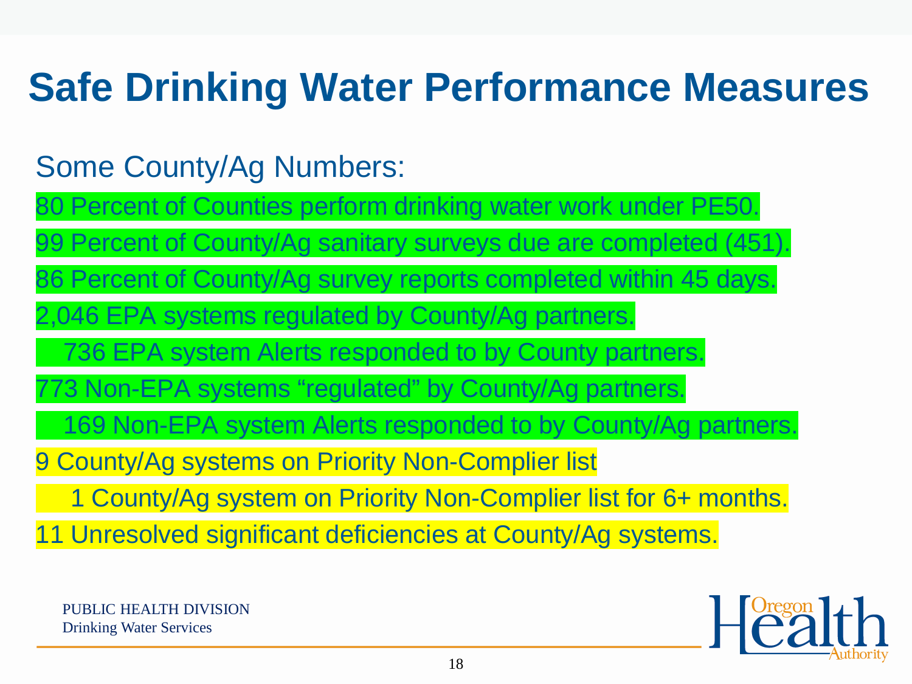# Safe Drinking Water Performance Measures

Some County/Ag Numbers:

80 Percent of Counties perform drinking water work under PE50.

99 Percent of County/Ag sanitary surveys due are completed (451).

86 Percent of County/Ag survey reports completed within 45 days.

2,046 EPA systems regulated by County/Ag partners.

- 736 EPA system Alerts responded to by County partners.

773 Non-EPA systems "regulated" by County/Ag partners.

- 169 Non-EPA system Alerts responded to by County/Ag partners.

9 County/Ag systems on Priority Non-Complier list

- 1 County/Ag system on Priority Non-Complier list for 6+ months.

11 Unresolved significant deficiencies at County/Ag systems.

PUBLIC HEALTH DIVISION
Drinking Water Services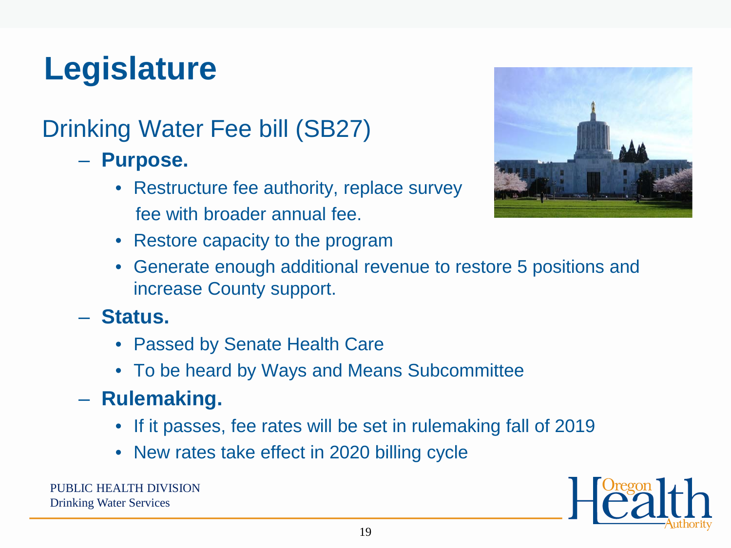# Legislature

## Drinking Water Fee bill (SB27)

- **Purpose.**
  - Restructure fee authority, replace survey fee with broader annual fee.
  - Restore capacity to the program
  - Generate enough additional revenue to restore 5 positions and increase County support.
- **Status.**
  - Passed by Senate Health Care
  - To be heard by Ways and Means Subcommittee
- **Rulemaking.**
  - If it passes, fee rates will be set in rulemaking fall of 2019
  - New rates take effect in 2020 billing cycle

PUBLIC HEALTH DIVISION
Drinking Water Services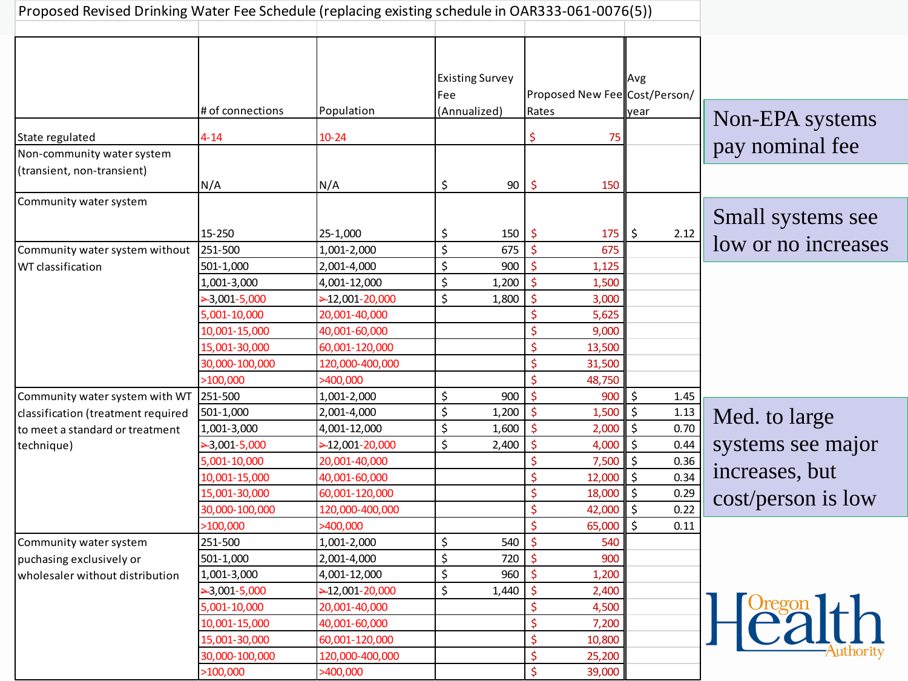# Proposed Revised Drinking Water Fee Schedule (replacing existing schedule in OAR333-061-0076(5))

| | # of connections | Population | Existing Survey Fee (Annualized) | Proposed New Fee Rates | Avg Cost/Person/year |
|---|---|---|---|---|---|
| State regulated | 4-14 | 10-24 | | $ 75 | |
| Non-community water system (transient, non-transient) | N/A | N/A | $ 90 | $ 150 | |
| Community water system | 15-250 | 25-1,000 | $ 150 | $ 175 | $ 2.12 |
| Community water system without WT classification | 251-500 | 1,001-2,000 | $ 675 | $ 675 | |
| | 501-1,000 | 2,001-4,000 | $ 900 | $ 1,125 | |
| | 1,001-3,000 | 4,001-12,000 | $ 1,200 | $ 1,500 | |
| | ~~>~~3,001-5,000 | ~~>~~12,001-20,000 | $ 1,800 | $ 3,000 | |
| | 5,001-10,000 | 20,001-40,000 | | $ 5,625 | |
| | 10,001-15,000 | 40,001-60,000 | | $ 9,000 | |
| | 15,001-30,000 | 60,001-120,000 | | $ 13,500 | |
| | 30,000-100,000 | 120,000-400,000 | | $ 31,500 | |
| | >100,000 | >400,000 | | $ 48,750 | |
| Community water system with WT classification (treatment required to meet a standard or treatment technique) | 251-500 | 1,001-2,000 | $ 900 | $ 900 | $ 1.45 |
| | 501-1,000 | 2,001-4,000 | $ 1,200 | $ 1,500 | $ 1.13 |
| | 1,001-3,000 | 4,001-12,000 | $ 1,600 | $ 2,000 | $ 0.70 |
| | ~~>~~3,001-5,000 | ~~>~~12,001-20,000 | $ 2,400 | $ 4,000 | $ 0.44 |
| | 5,001-10,000 | 20,001-40,000 | | $ 7,500 | $ 0.36 |
| | 10,001-15,000 | 40,001-60,000 | | $ 12,000 | $ 0.34 |
| | 15,001-30,000 | 60,001-120,000 | | $ 18,000 | $ 0.29 |
| | 30,000-100,000 | 120,000-400,000 | | $ 42,000 | $ 0.22 |
| | >100,000 | >400,000 | | $ 65,000 | $ 0.11 |
| Community water system puchasing exclusively or wholesaler without distribution | 251-500 | 1,001-2,000 | $ 540 | $ 540 | |
| | 501-1,000 | 2,001-4,000 | $ 720 | $ 900 | |
| | 1,001-3,000 | 4,001-12,000 | $ 960 | $ 1,200 | |
| | ~~>~~3,001-5,000 | ~~>~~12,001-20,000 | $ 1,440 | $ 2,400 | |
| | 5,001-10,000 | 20,001-40,000 | | $ 4,500 | |
| | 10,001-15,000 | 40,001-60,000 | | $ 7,200 | |
| | 15,001-30,000 | 60,001-120,000 | | $ 10,800 | |
| | 30,000-100,000 | 120,000-400,000 | | $ 25,200 | |
| | >100,000 | >400,000 | | $ 39,000 | |

Non-EPA systems pay nominal fee

Small systems see low or no increases

Med. to large systems see major increases, but cost/person is low

Oregon Health Authority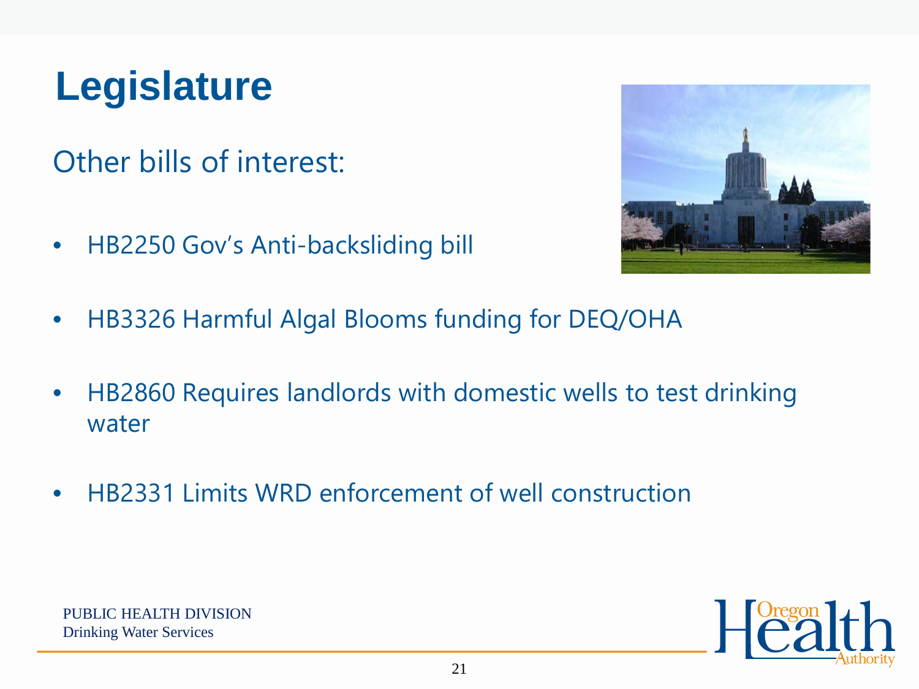# Legislature

Other bills of interest:

- HB2250 Gov's Anti-backsliding bill
- HB3326 Harmful Algal Blooms funding for DEQ/OHA
- HB2860 Requires landlords with domestic wells to test drinking water
- HB2331 Limits WRD enforcement of well construction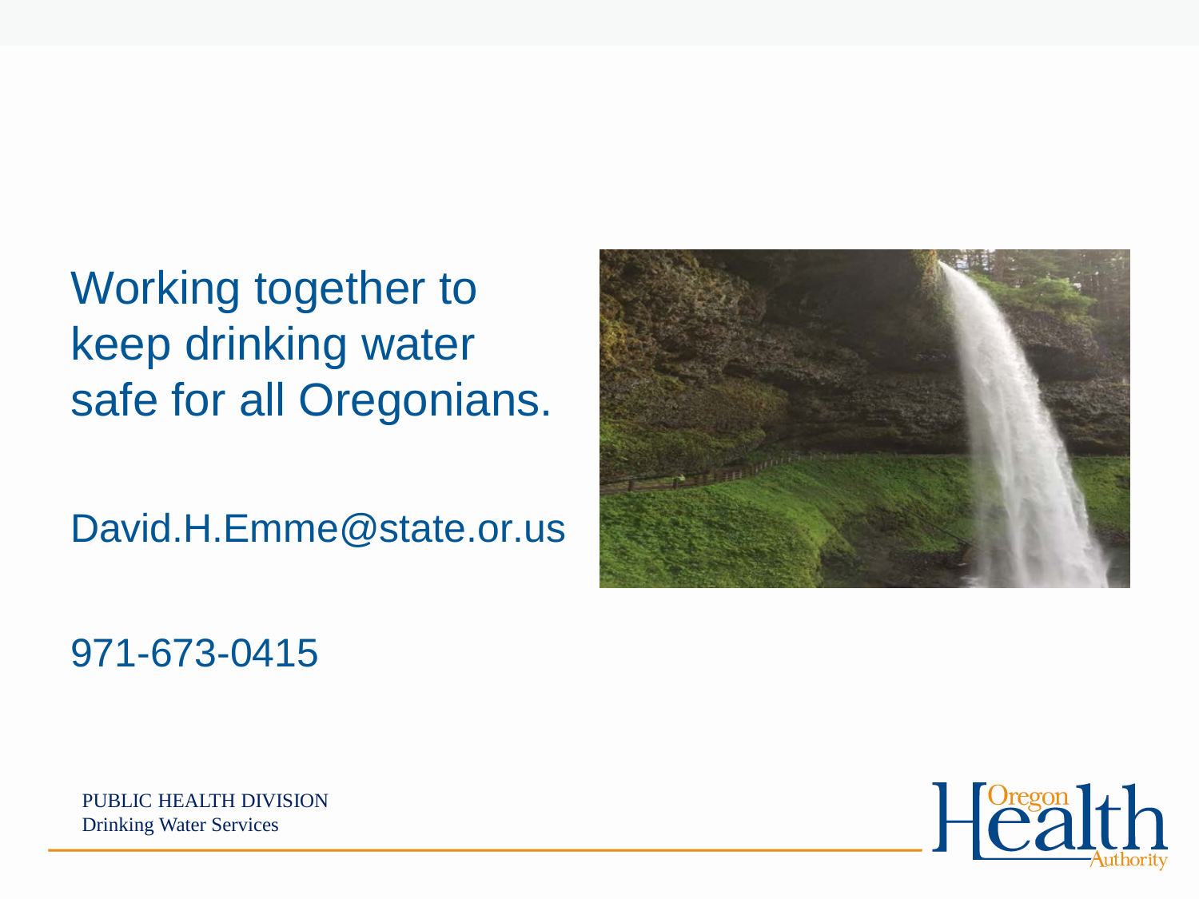Working together to keep drinking water safe for all Oregonians.

David.H.Emme@state.or.us

971-673-0415

PUBLIC HEALTH DIVISION
Drinking Water Services